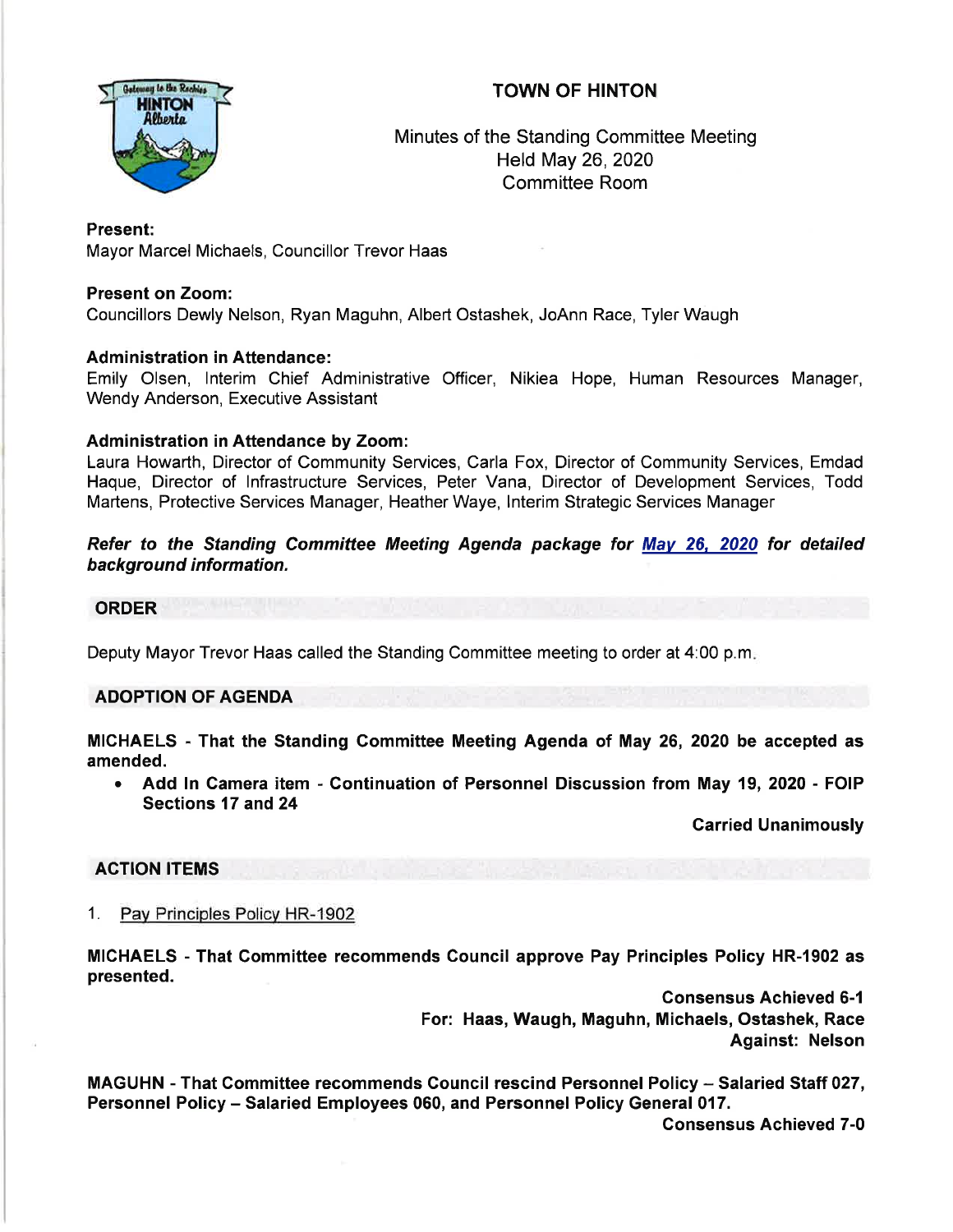# TOWN OF HINTON

Minutes of the Standing Committee Meeting
Held May 26, 2020
Committee Room

**Present:**
Mayor Marcel Michaels, Councillor Trevor Haas

**Present on Zoom:**
Councillors Dewly Nelson, Ryan Maguhn, Albert Ostashek, JoAnn Race, Tyler Waugh

**Administration in Attendance:**
Emily Olsen, Interim Chief Administrative Officer, Nikiea Hope, Human Resources Manager, Wendy Anderson, Executive Assistant

**Administration in Attendance by Zoom:**
Laura Howarth, Director of Community Services, Carla Fox, Director of Community Services, Emdad Haque, Director of Infrastructure Services, Peter Vana, Director of Development Services, Todd Martens, Protective Services Manager, Heather Waye, Interim Strategic Services Manager

***Refer to the Standing Committee Meeting Agenda package for May 26, 2020 for detailed background information.***

## ORDER

Deputy Mayor Trevor Haas called the Standing Committee meeting to order at 4:00 p.m.

## ADOPTION OF AGENDA

**MICHAELS - That the Standing Committee Meeting Agenda of May 26, 2020 be accepted as amended.**

- **Add In Camera item - Continuation of Personnel Discussion from May 19, 2020 - FOIP Sections 17 and 24**

**Carried Unanimously**

## ACTION ITEMS

1. Pay Principles Policy HR-1902

**MICHAELS - That Committee recommends Council approve Pay Principles Policy HR-1902 as presented.**

**Consensus Achieved 6-1**
**For: Haas, Waugh, Maguhn, Michaels, Ostashek, Race**
**Against: Nelson**

**MAGUHN - That Committee recommends Council rescind Personnel Policy – Salaried Staff 027, Personnel Policy – Salaried Employees 060, and Personnel Policy General 017.**

**Consensus Achieved 7-0**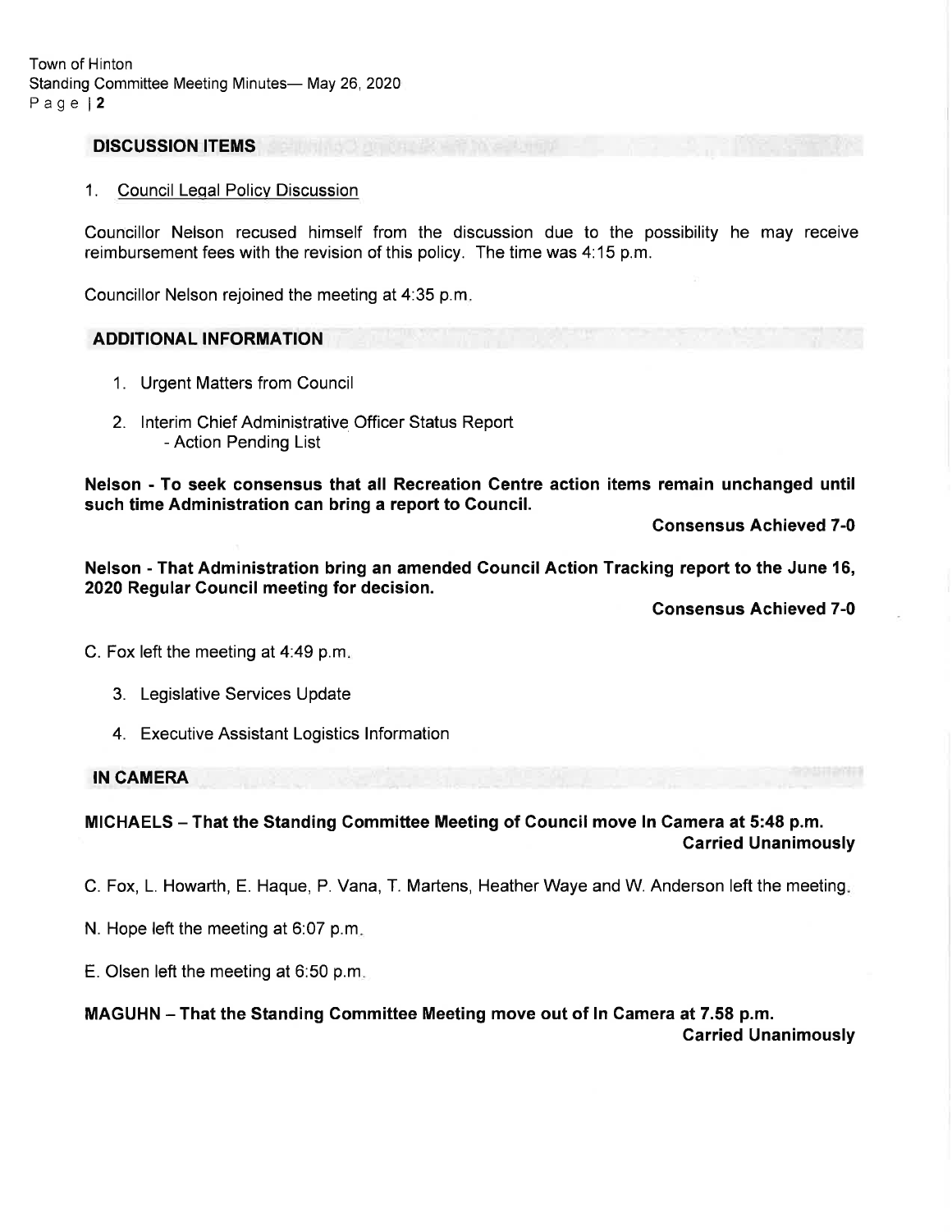## DISCUSSION ITEMS

1. Council Legal Policy Discussion

Councillor Nelson recused himself from the discussion due to the possibility he may receive reimbursement fees with the revision of this policy. The time was 4:15 p.m.

Councillor Nelson rejoined the meeting at 4:35 p.m.

## ADDITIONAL INFORMATION

1. Urgent Matters from Council

2. Interim Chief Administrative Officer Status Report
   - Action Pending List

**Nelson - To seek consensus that all Recreation Centre action items remain unchanged until such time Administration can bring a report to Council.**

**Consensus Achieved 7-0**

**Nelson - That Administration bring an amended Council Action Tracking report to the June 16, 2020 Regular Council meeting for decision.**

**Consensus Achieved 7-0**

C. Fox left the meeting at 4:49 p.m.

3. Legislative Services Update

4. Executive Assistant Logistics Information

## IN CAMERA

**MICHAELS – That the Standing Committee Meeting of Council move In Camera at 5:48 p.m.**
**Carried Unanimously**

C. Fox, L. Howarth, E. Haque, P. Vana, T. Martens, Heather Waye and W. Anderson left the meeting.

N. Hope left the meeting at 6:07 p.m.

E. Olsen left the meeting at 6:50 p.m.

**MAGUHN – That the Standing Committee Meeting move out of In Camera at 7.58 p.m.**
**Carried Unanimously**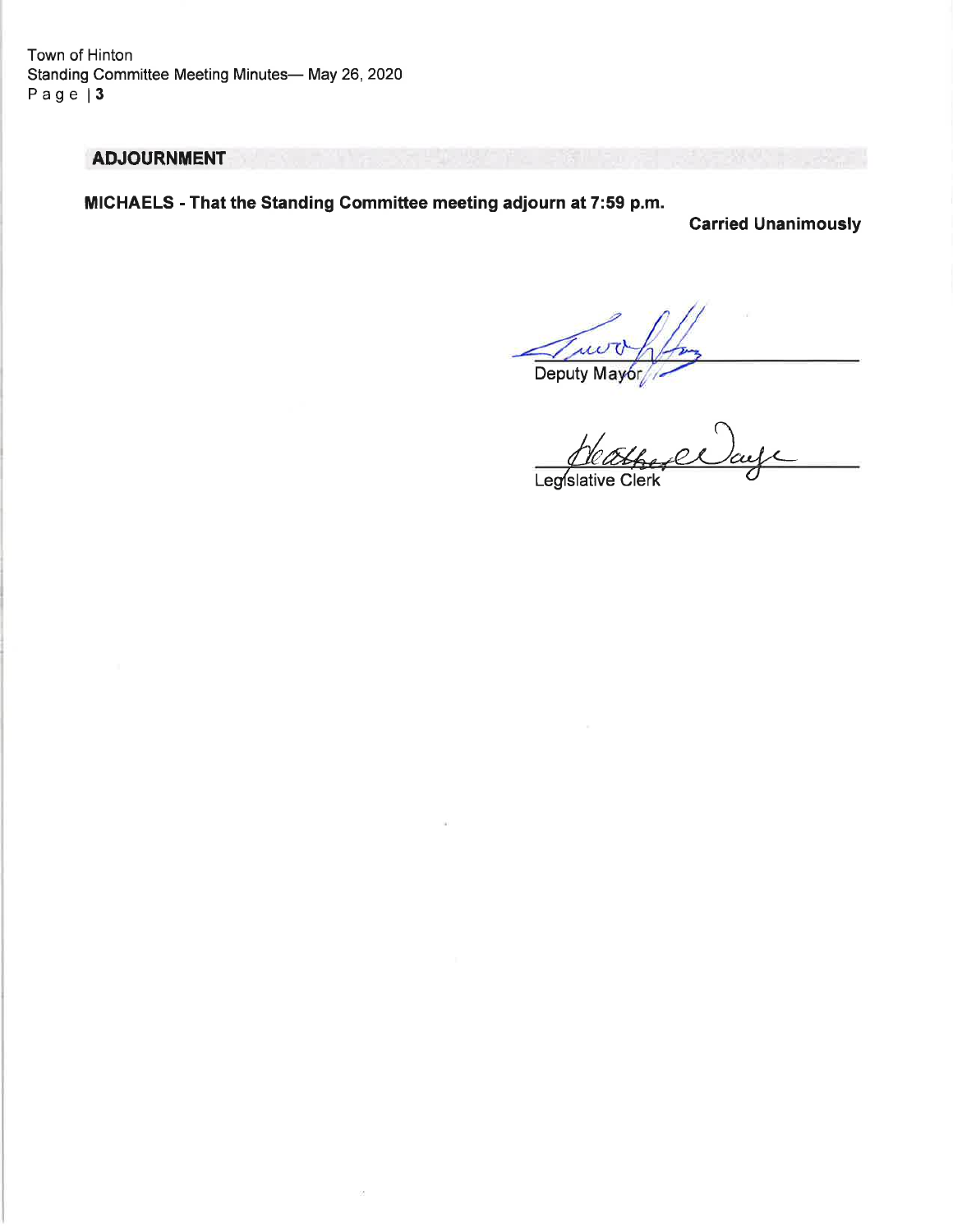## ADJOURNMENT

**MICHAELS - That the Standing Committee meeting adjourn at 7:59 p.m.**

**Carried Unanimously**

Deputy Mayor

Legislative Clerk